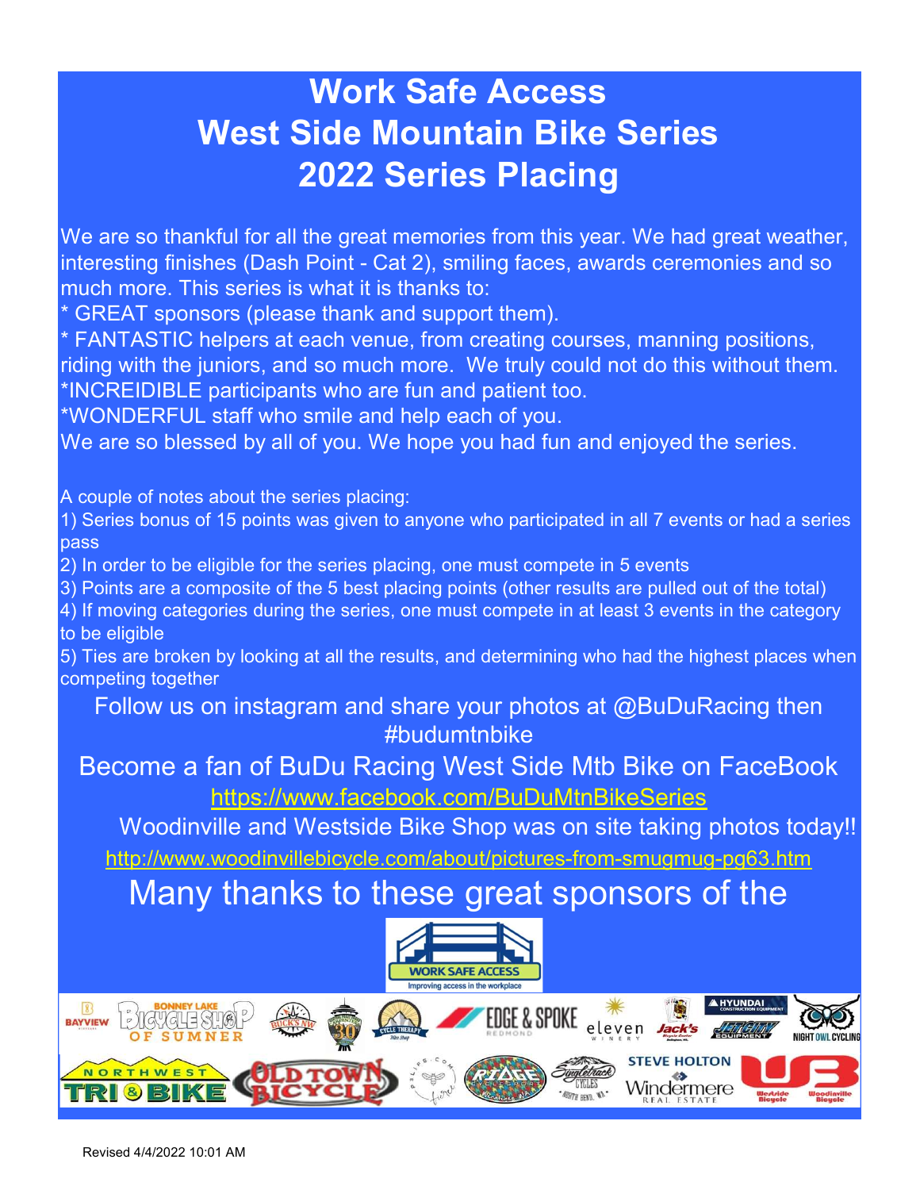# Work Safe Access
# West Side Mountain Bike Series
# 2022 Series Placing

We are so thankful for all the great memories from this year. We had great weather, interesting finishes (Dash Point - Cat 2), smiling faces, awards ceremonies and so much more. This series is what it is thanks to:

* GREAT sponsors (please thank and support them).
* FANTASTIC helpers at each venue, from creating courses, manning positions, riding with the juniors, and so much more. We truly could not do this without them.
*INCREIDIBLE participants who are fun and patient too.
*WONDERFUL staff who smile and help each of you.

We are so blessed by all of you. We hope you had fun and enjoyed the series.

A couple of notes about the series placing:

1) Series bonus of 15 points was given to anyone who participated in all 7 events or had a series pass
2) In order to be eligible for the series placing, one must compete in 5 events
3) Points are a composite of the 5 best placing points (other results are pulled out of the total)
4) If moving categories during the series, one must compete in at least 3 events in the category to be eligible
5) Ties are broken by looking at all the results, and determining who had the highest places when competing together

Follow us on instagram and share your photos at @BuDuRacing then #budumtnbike

Become a fan of BuDu Racing West Side Mtb Bike on FaceBook
https://www.facebook.com/BuDuMtnBikeSeries

Woodinville and Westside Bike Shop was on site taking photos today!!
http://www.woodinvillebicycle.com/about/pictures-from-smugmug-pg63.htm

Many thanks to these great sponsors of the

WORK SAFE ACCESS
Improving access in the workplace

BAYVIEW, BONNEY LAKE BICYCLE SHOP OF SUMNER, BUCKS NW, CYCLE THERAPY, EDGE & SPOKE REDMOND, eleven WINERY, Jack's Bicycle Center, HYUNDAI CONSTRUCTION EQUIPMENT, JET CITY EQUIPMENT, NIGHT OWL CYCLING, NORTHWEST TRI & BIKE, OLD TOWN BICYCLE, PALIFE.COM, RIDGE CYCLESPORT, Singletrack CYCLES NORTH BEND, WA, STEVE HOLTON Windermere REAL ESTATE, Westside Bicycle, Woodinville Bicycle

Revised 4/4/2022 10:01 AM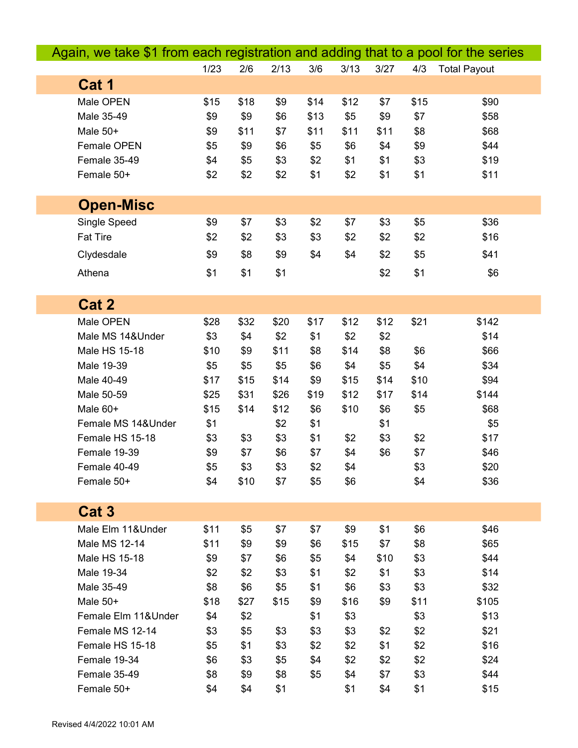Again, we take $1 from each registration and adding that to a pool for the series

| | 1/23 | 2/6 | 2/13 | 3/6 | 3/13 | 3/27 | 4/3 | Total Payout |
|---|---|---|---|---|---|---|---|---|
| **Cat 1** | | | | | | | | |
| Male OPEN | $15 | $18 | $9 | $14 | $12 | $7 | $15 | $90 |
| Male 35-49 | $9 | $9 | $6 | $13 | $5 | $9 | $7 | $58 |
| Male 50+ | $9 | $11 | $7 | $11 | $11 | $11 | $8 | $68 |
| Female OPEN | $5 | $9 | $6 | $5 | $6 | $4 | $9 | $44 |
| Female 35-49 | $4 | $5 | $3 | $2 | $1 | $1 | $3 | $19 |
| Female 50+ | $2 | $2 | $2 | $1 | $2 | $1 | $1 | $11 |
| **Open-Misc** | | | | | | | | |
| Single Speed | $9 | $7 | $3 | $2 | $7 | $3 | $5 | $36 |
| Fat Tire | $2 | $2 | $3 | $3 | $2 | $2 | $2 | $16 |
| Clydesdale | $9 | $8 | $9 | $4 | $4 | $2 | $5 | $41 |
| Athena | $1 | $1 | $1 | | | $2 | $1 | $6 |
| **Cat 2** | | | | | | | | |
| Male OPEN | $28 | $32 | $20 | $17 | $12 | $12 | $21 | $142 |
| Male MS 14&Under | $3 | $4 | $2 | $1 | $2 | $2 | | $14 |
| Male HS 15-18 | $10 | $9 | $11 | $8 | $14 | $8 | $6 | $66 |
| Male 19-39 | $5 | $5 | $5 | $6 | $4 | $5 | $4 | $34 |
| Male 40-49 | $17 | $15 | $14 | $9 | $15 | $14 | $10 | $94 |
| Male 50-59 | $25 | $31 | $26 | $19 | $12 | $17 | $14 | $144 |
| Male 60+ | $15 | $14 | $12 | $6 | $10 | $6 | $5 | $68 |
| Female MS 14&Under | $1 | | $2 | $1 | | $1 | | $5 |
| Female HS 15-18 | $3 | $3 | $3 | $1 | $2 | $3 | $2 | $17 |
| Female 19-39 | $9 | $7 | $6 | $7 | $4 | $6 | $7 | $46 |
| Female 40-49 | $5 | $3 | $3 | $2 | $4 | | $3 | $20 |
| Female 50+ | $4 | $10 | $7 | $5 | $6 | | $4 | $36 |
| **Cat 3** | | | | | | | | |
| Male Elm 11&Under | $11 | $5 | $7 | $7 | $9 | $1 | $6 | $46 |
| Male MS 12-14 | $11 | $9 | $9 | $6 | $15 | $7 | $8 | $65 |
| Male HS 15-18 | $9 | $7 | $6 | $5 | $4 | $10 | $3 | $44 |
| Male 19-34 | $2 | $2 | $3 | $1 | $2 | $1 | $3 | $14 |
| Male 35-49 | $8 | $6 | $5 | $1 | $6 | $3 | $3 | $32 |
| Male 50+ | $18 | $27 | $15 | $9 | $16 | $9 | $11 | $105 |
| Female Elm 11&Under | $4 | $2 | | $1 | $3 | | $3 | $13 |
| Female MS 12-14 | $3 | $5 | $3 | $3 | $3 | $2 | $2 | $21 |
| Female HS 15-18 | $5 | $1 | $3 | $2 | $2 | $1 | $2 | $16 |
| Female 19-34 | $6 | $3 | $5 | $4 | $2 | $2 | $2 | $24 |
| Female 35-49 | $8 | $9 | $8 | $5 | $4 | $7 | $3 | $44 |
| Female 50+ | $4 | $4 | $1 | | $1 | $4 | $1 | $15 |

Revised 4/4/2022 10:01 AM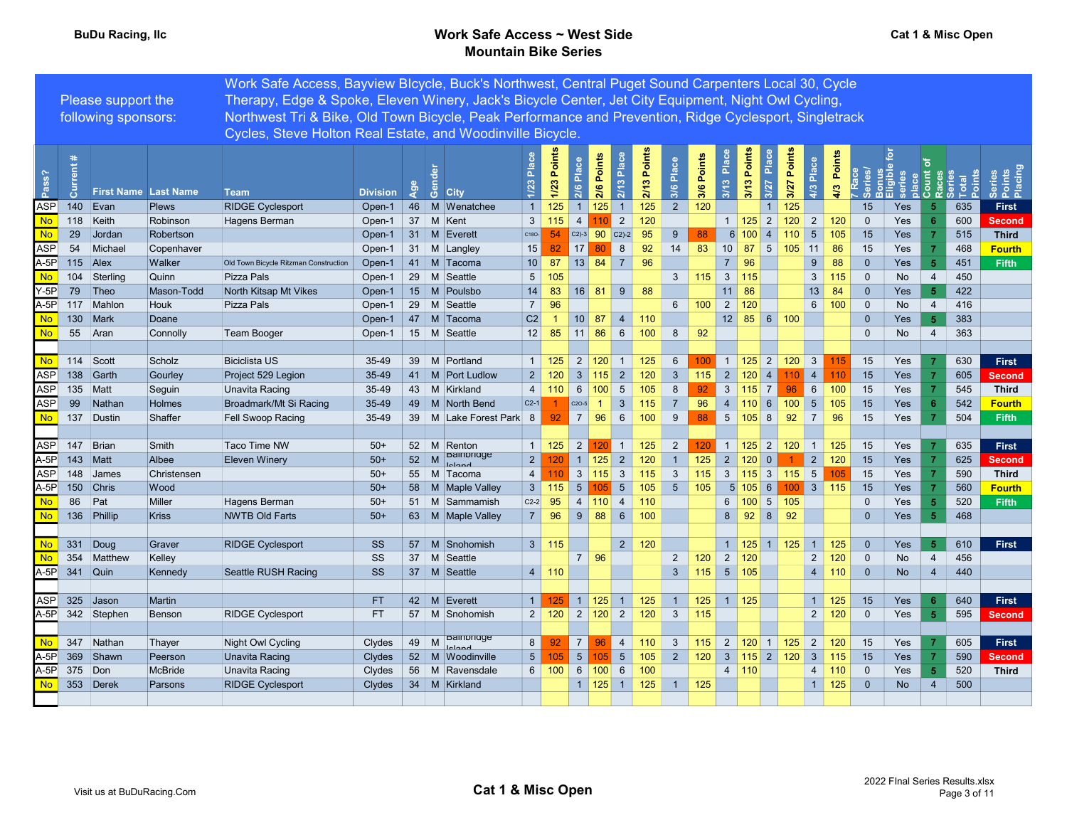BuDu Racing, llc

# Work Safe Access ~ West Side Mountain Bike Series

## Cat 1 & Misc Open

Please support the following sponsors: Work Safe Access, Bayview BIcycle, Buck's Northwest, Central Puget Sound Carpenters Local 30, Cycle Therapy, Edge & Spoke, Eleven Winery, Jack's Bicycle Center, Jet City Equipment, Night Owl Cycling, Northwest Tri & Bike, Old Town Bicycle, Peak Performance and Prevention, Ridge Cyclesport, Singletrack Cycles, Steve Holton Real Estate, and Woodinville Bicycle.

| Pass? | Current # | First Name | Last Name | Team | Division | Age | Gender | City | 1/23 Place | 1/23 Points | 2/6 Place | 2/6 Points | 2/13 Place | 2/13 Points | 3/6 Place | 3/6 Points | 3/13 Place | 3/13 Points | 3/27 Place | 3/27 Points | 4/3 Place | 4/3 Points | 7 Race Series/ Bonus | Eligible for series place | Count of Races | Series Total Points | Series Points Placing |
|---|---|---|---|---|---|---|---|---|---|---|---|---|---|---|---|---|---|---|---|---|---|---|---|---|---|---|---|
| ASP | 140 | Evan | Plews | RIDGE Cyclesport | Open-1 | 46 | M | Wenatchee | 1 | 125 | 1 | 125 | 1 | 125 | 2 | 120 | | | 1 | 125 | | | 15 | Yes | 5 | 635 | First |
| No | 118 | Keith | Robinson | Hagens Berman | Open-1 | 37 | M | Kent | 3 | 115 | 4 | 110 | 2 | 120 | | | 1 | 125 | 2 | 120 | 2 | 120 | 0 | Yes | 6 | 600 | Second |
| No | 29 | Jordan | Robertson | | Open-1 | 31 | M | Everett | C180- | 54 | C2)-3 | 90 | C2)-2 | 95 | 9 | 88 | 6 | 100 | 4 | 110 | 5 | 105 | 15 | Yes | 7 | 515 | Third |
| ASP | 54 | Michael | Copenhaver | | Open-1 | 31 | M | Langley | 15 | 82 | 17 | 80 | 8 | 92 | 14 | 83 | 10 | 87 | 5 | 105 | 11 | 86 | 15 | Yes | 7 | 468 | Fourth |
| A-5P | 115 | Alex | Walker | Old Town Bicycle Ritzman Construction | Open-1 | 41 | M | Tacoma | 10 | 87 | 13 | 84 | 7 | 96 | | | 7 | 96 | | | 9 | 88 | 0 | Yes | 5 | 451 | Fifth |
| No | 104 | Sterling | Quinn | Pizza Pals | Open-1 | 29 | M | Seattle | 5 | 105 | | | | | 3 | 115 | 3 | 115 | | | 3 | 115 | 0 | No | 4 | 450 | |
| Y-5P | 79 | Theo | Mason-Todd | North Kitsap Mt Vikes | Open-1 | 15 | M | Poulsbo | 14 | 83 | 16 | 81 | 9 | 88 | | | 11 | 86 | | | 13 | 84 | 0 | Yes | 5 | 422 | |
| A-5P | 117 | Mahlon | Houk | Pizza Pals | Open-1 | 29 | M | Seattle | 7 | 96 | | | | | 6 | 100 | 2 | 120 | | | 6 | 100 | 0 | No | 4 | 416 | |
| No | 130 | Mark | Doane | | Open-1 | 47 | M | Tacoma | C2 | 1 | 10 | 87 | 4 | 110 | | | 12 | 85 | 6 | 100 | | | 0 | Yes | 5 | 383 | |
| No | 55 | Aran | Connolly | Team Booger | Open-1 | 15 | M | Seattle | 12 | 85 | 11 | 86 | 6 | 100 | 8 | 92 | | | | | | | 0 | No | 4 | 363 | |
| No | 114 | Scott | Scholz | Biciclista US | 35-49 | 39 | M | Portland | 1 | 125 | 2 | 120 | 1 | 125 | 6 | 100 | 1 | 125 | 2 | 120 | 3 | 115 | 15 | Yes | 7 | 630 | First |
| ASP | 138 | Garth | Gourley | Project 529 Legion | 35-49 | 41 | M | Port Ludlow | 2 | 120 | 3 | 115 | 2 | 120 | 3 | 115 | 2 | 120 | 4 | 110 | 4 | 110 | 15 | Yes | 7 | 605 | Second |
| ASP | 135 | Matt | Seguin | Unavita Racing | 35-49 | 43 | M | Kirkland | 4 | 110 | 6 | 100 | 5 | 105 | 8 | 92 | 3 | 115 | 7 | 96 | 6 | 100 | 15 | Yes | 7 | 545 | Third |
| ASP | 99 | Nathan | Holmes | Broadmark/Mt Si Racing | 35-49 | 49 | M | North Bend | C2-1 | 1 | C20-5 | 1 | 3 | 115 | 7 | 96 | 4 | 110 | 6 | 100 | 5 | 105 | 15 | Yes | 6 | 542 | Fourth |
| No | 137 | Dustin | Shaffer | Fell Swoop Racing | 35-49 | 39 | M | Lake Forest Park | 8 | 92 | 7 | 96 | 6 | 100 | 9 | 88 | 5 | 105 | 8 | 92 | 7 | 96 | 15 | Yes | 7 | 504 | Fifth |
| ASP | 147 | Brian | Smith | Taco Time NW | 50+ | 52 | M | Renton | 1 | 125 | 2 | 120 | 1 | 125 | 2 | 120 | 1 | 125 | 2 | 120 | 1 | 125 | 15 | Yes | 7 | 635 | First |
| A-5P | 143 | Matt | Albee | Eleven Winery | 50+ | 52 | M | Bainbridge Island | 2 | 120 | 1 | 125 | 2 | 120 | 1 | 125 | 2 | 120 | 0 | 1 | 2 | 120 | 15 | Yes | 7 | 625 | Second |
| ASP | 148 | James | Christensen | | 50+ | 55 | M | Tacoma | 4 | 110 | 3 | 115 | 3 | 115 | 3 | 115 | 3 | 115 | 3 | 115 | 5 | 105 | 15 | Yes | 7 | 590 | Third |
| A-5P | 150 | Chris | Wood | | 50+ | 58 | M | Maple Valley | 3 | 115 | 5 | 105 | 5 | 105 | 5 | 105 | 5 | 105 | 6 | 100 | 3 | 115 | 15 | Yes | 7 | 560 | Fourth |
| No | 86 | Pat | Miller | Hagens Berman | 50+ | 51 | M | Sammamish | C2-2 | 95 | 4 | 110 | 4 | 110 | | | 6 | 100 | 5 | 105 | | | 0 | Yes | 5 | 520 | Fifth |
| No | 136 | Phillip | Kriss | NWTB Old Farts | 50+ | 63 | M | Maple Valley | 7 | 96 | 9 | 88 | 6 | 100 | | | 8 | 92 | 8 | 92 | | | 0 | Yes | 5 | 468 | |
| No | 331 | Doug | Graver | RIDGE Cyclesport | SS | 57 | M | Snohomish | 3 | 115 | | | 2 | 120 | | | 1 | 125 | 1 | 125 | 1 | 125 | 0 | Yes | 5 | 610 | First |
| No | 354 | Matthew | Kelley | | SS | 37 | M | Seattle | | | 7 | 96 | | | 2 | 120 | 2 | 120 | | | 2 | 120 | 0 | No | 4 | 456 | |
| A-5P | 341 | Quin | Kennedy | Seattle RUSH Racing | SS | 37 | M | Seattle | 4 | 110 | | | | | 3 | 115 | 5 | 105 | | | 4 | 110 | 0 | No | 4 | 440 | |
| ASP | 325 | Jason | Martin | | FT | 42 | M | Everett | 1 | 125 | 1 | 125 | 1 | 125 | 1 | 125 | 1 | 125 | | | 1 | 125 | 15 | Yes | 6 | 640 | First |
| A-5P | 342 | Stephen | Benson | RIDGE Cyclesport | FT | 57 | M | Snohomish | 2 | 120 | 2 | 120 | 2 | 120 | 3 | 115 | | | | | 2 | 120 | 0 | Yes | 5 | 595 | Second |
| No | 347 | Nathan | Thayer | Night Owl Cycling | Clydes | 49 | M | Bainbridge Island | 8 | 92 | 7 | 96 | 4 | 110 | 3 | 115 | 2 | 120 | 1 | 125 | 2 | 120 | 15 | Yes | 7 | 605 | First |
| A-5P | 369 | Shawn | Peerson | Unavita Racing | Clydes | 52 | M | Woodinville | 5 | 105 | 5 | 105 | 5 | 105 | 2 | 120 | 3 | 115 | 2 | 120 | 3 | 115 | 15 | Yes | 7 | 590 | Second |
| A-5P | 375 | Don | McBride | Unavita Racing | Clydes | 56 | M | Ravensdale | 6 | 100 | 6 | 100 | 6 | 100 | | | 4 | 110 | | | 4 | 110 | 0 | Yes | 5 | 520 | Third |
| No | 353 | Derek | Parsons | RIDGE Cyclesport | Clydes | 34 | M | Kirkland | | | 1 | 125 | 1 | 125 | 1 | 125 | | | | | 1 | 125 | 0 | No | 4 | 500 | |

Visit us at BuDuRacing.Com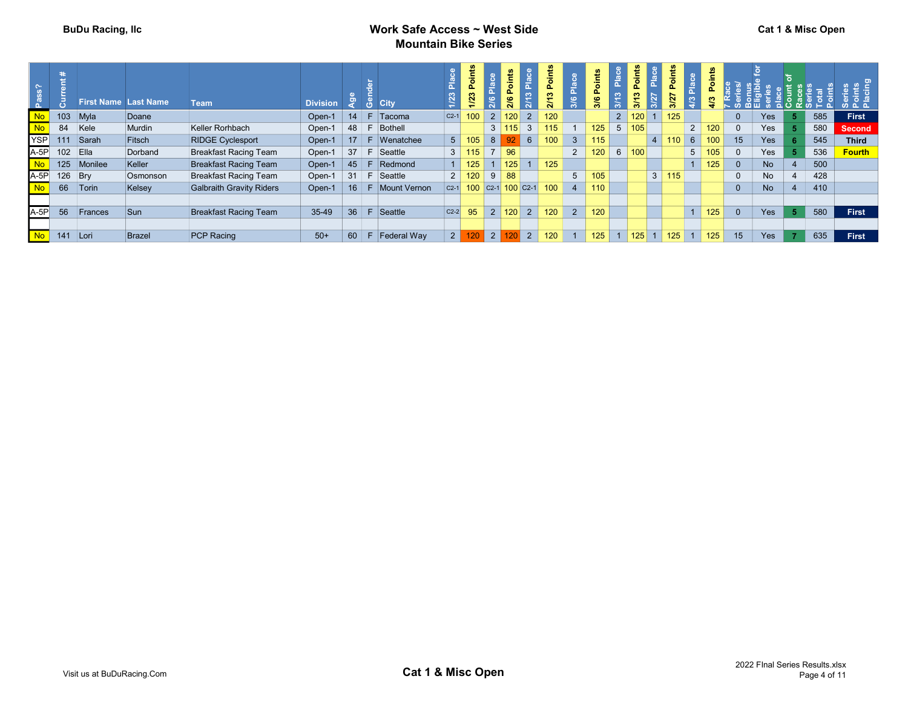BuDu Racing, llc

# Work Safe Access ~ West Side Mountain Bike Series

Cat 1 & Misc Open

| Pass? | Current # | First Name | Last Name | Team | Division | Age | Gender | City | 1/23 Place | 1/23 Points | 2/6 Place | 2/6 Points | 2/13 Place | 2/13 Points | 3/6 Place | 3/6 Points | 3/13 Place | 3/13 Points | 3/27 Place | 3/27 Points | 4/3 Place | 4/3 Points | 7 Race Series/ Bonus | Eligible for series place | Count of Races | Series Total Points | Series Points Placing |
|---|---|---|---|---|---|---|---|---|---|---|---|---|---|---|---|---|---|---|---|---|---|---|---|---|---|---|---|
| No | 103 | Myla | Doane | | Open-1 | 14 | F | Tacoma | C2-1 | 100 | 2 | 120 | 2 | 120 | | | 2 | 120 | 1 | 125 | | | 0 | Yes | 5 | 585 | First |
| No | 84 | Kele | Murdin | Keller Rorhbach | Open-1 | 48 | F | Bothell | | | 3 | 115 | 3 | 115 | 1 | 125 | 5 | 105 | | | 2 | 120 | 0 | Yes | 5 | 580 | Second |
| YSP | 111 | Sarah | Fitsch | RIDGE Cyclesport | Open-1 | 17 | F | Wenatchee | 5 | 105 | 8 | 92 | 6 | 100 | 3 | 115 | | | 4 | 110 | 6 | 100 | 15 | Yes | 6 | 545 | Third |
| A-5P | 102 | Ella | Dorband | Breakfast Racing Team | Open-1 | 37 | F | Seattle | 3 | 115 | 7 | 96 | | | 2 | 120 | 6 | 100 | | | 5 | 105 | 0 | Yes | 5 | 536 | Fourth |
| No | 125 | Monilee | Keller | Breakfast Racing Team | Open-1 | 45 | F | Redmond | 1 | 125 | 1 | 125 | 1 | 125 | | | | | | | 1 | 125 | 0 | No | 4 | 500 | |
| A-5P | 126 | Bry | Osmonson | Breakfast Racing Team | Open-1 | 31 | F | Seattle | 2 | 120 | 9 | 88 | | | 5 | 105 | | | 3 | 115 | | | 0 | No | 4 | 428 | |
| No | 66 | Torin | Kelsey | Galbraith Gravity Riders | Open-1 | 16 | F | Mount Vernon | C2-1 | 100 | C2-1 | 100 | C2-1 | 100 | 4 | 110 | | | | | | | 0 | No | 4 | 410 | |
| | | | | | | | | | | | | | | | | | | | | | | | | | | | |
| A-5P | 56 | Frances | Sun | Breakfast Racing Team | 35-49 | 36 | F | Seattle | C2-2 | 95 | 2 | 120 | 2 | 120 | 2 | 120 | | | | | 1 | 125 | 0 | Yes | 5 | 580 | First |
| | | | | | | | | | | | | | | | | | | | | | | | | | | | |
| No | 141 | Lori | Brazel | PCP Racing | 50+ | 60 | F | Federal Way | 2 | 120 | 2 | 120 | 2 | 120 | 1 | 125 | 1 | 125 | 1 | 125 | 1 | 125 | 15 | Yes | 7 | 635 | First |

Visit us at BuDuRacing.Com

Cat 1 & Misc Open

2022 FInal Series Results.xlsx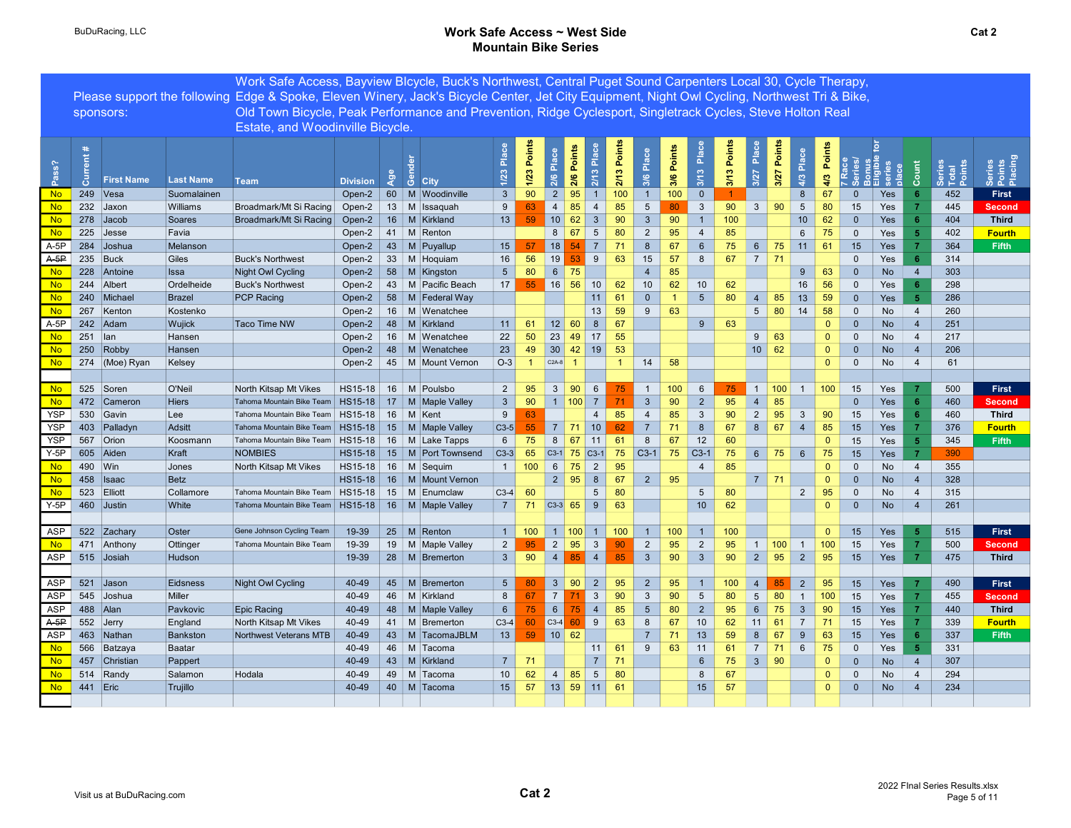BuDuRacing, LLC

# Work Safe Access ~ West Side Mountain Bike Series

**Cat 2**

Please support the following sponsors: Work Safe Access, Bayview BIcycle, Buck's Northwest, Central Puget Sound Carpenters Local 30, Cycle Therapy, Edge & Spoke, Eleven Winery, Jack's Bicycle Center, Jet City Equipment, Night Owl Cycling, Northwest Tri & Bike, Old Town Bicycle, Peak Performance and Prevention, Ridge Cyclesport, Singletrack Cycles, Steve Holton Real Estate, and Woodinville Bicycle.

| Pass? | Current # | First Name | Last Name | Team | Division | Age | Gender | City | 1/23 Place | 1/23 Points | 2/6 Place | 2/6 Points | 2/13 Place | 2/13 Points | 3/6 Place | 3/6 Points | 3/13 Place | 3/13 Points | 3/27 Place | 3/27 Points | 4/3 Place | 4/3 Points | 7 Race Series/ Bonus | Eligible for series place | Count | Series Total Points | Series Points Placing |
|---|---|---|---|---|---|---|---|---|---|---|---|---|---|---|---|---|---|---|---|---|---|---|---|---|---|---|---|
| No | 249 | Vesa | Suomalainen | | Open-2 | 60 | M | Woodinville | 3 | 90 | 2 | 95 | 1 | 100 | 1 | 100 | 0 | 1 | | | 8 | 67 | 0 | Yes | 6 | 452 | First |
| No | 232 | Jaxon | Williams | Broadmark/Mt Si Racing | Open-2 | 13 | M | Issaquah | 9 | 63 | 4 | 85 | 4 | 85 | 5 | 80 | 3 | 90 | 3 | 90 | 5 | 80 | 15 | Yes | 7 | 445 | Second |
| No | 278 | Jacob | Soares | Broadmark/Mt Si Racing | Open-2 | 16 | M | Kirkland | 13 | 59 | 10 | 62 | 3 | 90 | 3 | 90 | 1 | 100 | | | 10 | 62 | 0 | Yes | 6 | 404 | Third |
| No | 225 | Jesse | Favia | | Open-2 | 41 | M | Renton | | | 8 | 67 | 5 | 80 | 2 | 95 | 4 | 85 | | | 6 | 75 | 0 | Yes | 5 | 402 | Fourth |
| A-5P | 284 | Joshua | Melanson | | Open-2 | 43 | M | Puyallup | 15 | 57 | 18 | 54 | 7 | 71 | 8 | 67 | 6 | 75 | 6 | 75 | 11 | 61 | 15 | Yes | 7 | 364 | Fifth |
| ~~A-5P~~ | 235 | Buck | Giles | Buck's Northwest | Open-2 | 33 | M | Hoquiam | 16 | 56 | 19 | 53 | 9 | 63 | 15 | 57 | 8 | 67 | 7 | 71 | | | 0 | Yes | 6 | 314 | |
| No | 228 | Antoine | Issa | Night Owl Cycling | Open-2 | 58 | M | Kingston | 5 | 80 | 6 | 75 | | | 4 | 85 | | | | | 9 | 63 | 0 | No | 4 | 303 | |
| No | 244 | Albert | Ordelheide | Buck's Northwest | Open-2 | 43 | M | Pacific Beach | 17 | 55 | 16 | 56 | 10 | 62 | 10 | 62 | 10 | 62 | | | 16 | 56 | 0 | Yes | 6 | 298 | |
| No | 240 | Michael | Brazel | PCP Racing | Open-2 | 58 | M | Federal Way | | | | | 11 | 61 | 0 | 1 | 5 | 80 | 4 | 85 | 13 | 59 | 0 | Yes | 5 | 286 | |
| No | 267 | Kenton | Kostenko | | Open-2 | 16 | M | Wenatchee | | | | | 13 | 59 | 9 | 63 | | | 5 | 80 | 14 | 58 | 0 | No | 4 | 260 | |
| A-5P | 242 | Adam | Wujick | Taco Time NW | Open-2 | 48 | M | Kirkland | 11 | 61 | 12 | 60 | 8 | 67 | | | 9 | 63 | | | | 0 | 0 | No | 4 | 251 | |
| No | 251 | Ian | Hansen | | Open-2 | 16 | M | Wenatchee | 22 | 50 | 23 | 49 | 17 | 55 | | | | | 9 | 63 | | 0 | 0 | No | 4 | 217 | |
| No | 250 | Robby | Hansen | | Open-2 | 48 | M | Wenatchee | 23 | 49 | 30 | 42 | 19 | 53 | | | | | 10 | 62 | | 0 | 0 | No | 4 | 206 | |
| No | 274 | (Moe) Ryan | Kelsey | | Open-2 | 45 | M | Mount Vernon | O-3 | 1 | C2A-8 | 1 | | 1 | 14 | 58 | | | | | | 0 | 0 | No | 4 | 61 | |
| | | | | | | | | | | | | | | | | | | | | | | | | | | | |
| No | 525 | Soren | O'Neil | North Kitsap Mt Vikes | HS15-18 | 16 | M | Poulsbo | 2 | 95 | 3 | 90 | 6 | 75 | 1 | 100 | 6 | 75 | 1 | 100 | 1 | 100 | 15 | Yes | 7 | 500 | First |
| No | 472 | Cameron | Hiers | Tahoma Mountain Bike Team | HS15-18 | 17 | M | Maple Valley | 3 | 90 | 1 | 100 | 7 | 71 | 3 | 90 | 2 | 95 | 4 | 85 | | | 0 | Yes | 6 | 460 | Second |
| YSP | 530 | Gavin | Lee | Tahoma Mountain Bike Team | HS15-18 | 16 | M | Kent | 9 | 63 | | | 4 | 85 | 4 | 85 | 3 | 90 | 2 | 95 | 3 | 90 | 15 | Yes | 6 | 460 | Third |
| YSP | 403 | Palladyn | Adsitt | Tahoma Mountain Bike Team | HS15-18 | 15 | M | Maple Valley | C3-5 | 55 | 7 | 71 | 10 | 62 | 7 | 71 | 8 | 67 | 8 | 67 | 4 | 85 | 15 | Yes | 7 | 376 | Fourth |
| YSP | 567 | Orion | Koosmann | Tahoma Mountain Bike Team | HS15-18 | 16 | M | Lake Tapps | 6 | 75 | 8 | 67 | 11 | 61 | 8 | 67 | 12 | 60 | | | | 0 | 15 | Yes | 5 | 345 | Fifth |
| Y-5P | 605 | Aiden | Kraft | NOMBIES | HS15-18 | 15 | M | Port Townsend | C3-3 | 65 | C3-1 | 75 | C3-1 | 75 | C3-1 | 75 | C3-1 | 75 | 6 | 75 | 6 | 75 | 15 | Yes | 7 | 390 | |
| No | 490 | Win | Jones | North Kitsap Mt Vikes | HS15-18 | 16 | M | Sequim | 1 | 100 | 6 | 75 | 2 | 95 | | | 4 | 85 | | | | 0 | 0 | No | 4 | 355 | |
| No | 458 | Isaac | Betz | | HS15-18 | 16 | M | Mount Vernon | | | 2 | 95 | 8 | 67 | 2 | 95 | | | 7 | 71 | | 0 | 0 | No | 4 | 328 | |
| No | 523 | Elliott | Collamore | Tahoma Mountain Bike Team | HS15-18 | 15 | M | Enumclaw | C3-4 | 60 | | | 5 | 80 | | | 5 | 80 | | | 2 | 95 | 0 | No | 4 | 315 | |
| Y-5P | 460 | Justin | White | Tahoma Mountain Bike Team | HS15-18 | 16 | M | Maple Valley | 7 | 71 | C3-3 | 65 | 9 | 63 | | | 10 | 62 | | | | 0 | 0 | No | 4 | 261 | |
| | | | | | | | | | | | | | | | | | | | | | | | | | | | |
| ASP | 522 | Zachary | Oster | Gene Johnson Cycling Team | 19-39 | 25 | M | Renton | 1 | 100 | 1 | 100 | 1 | 100 | 1 | 100 | 1 | 100 | | | | 0 | 15 | Yes | 5 | 515 | First |
| No | 471 | Anthony | Ottinger | Tahoma Mountain Bike Team | 19-39 | 19 | M | Maple Valley | 2 | 95 | 2 | 95 | 3 | 90 | 2 | 95 | 2 | 95 | 1 | 100 | 1 | 100 | 15 | Yes | 7 | 500 | Second |
| ASP | 515 | Josiah | Hudson | | 19-39 | 28 | M | Bremerton | 3 | 90 | 4 | 85 | 4 | 85 | 3 | 90 | 3 | 90 | 2 | 95 | 2 | 95 | 15 | Yes | 7 | 475 | Third |
| | | | | | | | | | | | | | | | | | | | | | | | | | | | |
| ASP | 521 | Jason | Eidsness | Night Owl Cycling | 40-49 | 45 | M | Bremerton | 5 | 80 | 3 | 90 | 2 | 95 | 2 | 95 | 1 | 100 | 4 | 85 | 2 | 95 | 15 | Yes | 7 | 490 | First |
| ASP | 545 | Joshua | Miller | | 40-49 | 46 | M | Kirkland | 8 | 67 | 7 | 71 | 3 | 90 | 3 | 90 | 5 | 80 | 5 | 80 | 1 | 100 | 15 | Yes | 7 | 455 | Second |
| ASP | 488 | Alan | Pavkovic | Epic Racing | 40-49 | 48 | M | Maple Valley | 6 | 75 | 6 | 75 | 4 | 85 | 5 | 80 | 2 | 95 | 6 | 75 | 3 | 90 | 15 | Yes | 7 | 440 | Third |
| ~~A-5P~~ | 552 | Jerry | England | North Kitsap Mt Vikes | 40-49 | 41 | M | Bremerton | C3-4 | 60 | C3-4 | 60 | 9 | 63 | 8 | 67 | 10 | 62 | 11 | 61 | 7 | 71 | 15 | Yes | 7 | 339 | Fourth |
| ASP | 463 | Nathan | Bankston | Northwest Veterans MTB | 40-49 | 43 | M | TacomaJBLM | 13 | 59 | 10 | 62 | | | 7 | 71 | 13 | 59 | 8 | 67 | 9 | 63 | 15 | Yes | 6 | 337 | Fifth |
| No | 566 | Batzaya | Baatar | | 40-49 | 46 | M | Tacoma | | | | | 11 | 61 | 9 | 63 | 11 | 61 | 7 | 71 | 6 | 75 | 0 | Yes | 5 | 331 | |
| No | 457 | Christian | Pappert | | 40-49 | 43 | M | Kirkland | 7 | 71 | | | 7 | 71 | | | 6 | 75 | 3 | 90 | | 0 | 0 | No | 4 | 307 | |
| No | 514 | Randy | Salamon | Hodala | 40-49 | 49 | M | Tacoma | 10 | 62 | 4 | 85 | 5 | 80 | | | 8 | 67 | | | | 0 | 0 | No | 4 | 294 | |
| No | 441 | Eric | Trujillo | | 40-49 | 40 | M | Tacoma | 15 | 57 | 13 | 59 | 11 | 61 | | | 15 | 57 | | | | 0 | 0 | No | 4 | 234 | |

Visit us at BuDuRacing.com

Cat 2

2022 FInal Series Results.xlsx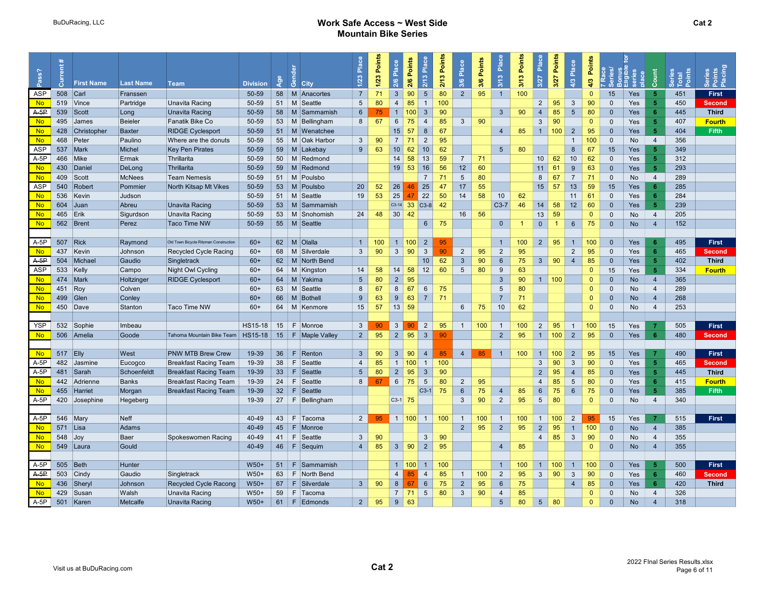BuDuRacing, LLC

# Work Safe Access ~ West Side Mountain Bike Series

Cat 2

| Pass? | Current # | First Name | Last Name | Team | Division | Age | Gender | City | 1/23 Place | 1/23 Points | 2/6 Place | 2/6 Points | 2/13 Place | 2/13 Points | 3/6 Place | 3/6 Points | 3/13 Place | 3/13 Points | 3/27 Place | 3/27 Points | 4/3 Place | 4/3 Points | 7 Race Series/ Bonus | Eligible for series place | Count | Series Total Points | Series Points Placing |
|---|---|---|---|---|---|---|---|---|---|---|---|---|---|---|---|---|---|---|---|---|---|---|---|---|---|---|---|
| ASP | 508 | Carl | Franssen | | 50-59 | 58 | M | Anacortes | 7 | 71 | 3 | 90 | 5 | 80 | 2 | 95 | 1 | 100 | | | | 0 | 15 | Yes | 5 | 451 | First |
| No | 519 | Vince | Partridge | Unavita Racing | 50-59 | 51 | M | Seattle | 5 | 80 | 4 | 85 | 1 | 100 | | | | | 2 | 95 | 3 | 90 | 0 | Yes | 5 | 450 | Second |
| ~~A-5P~~ | 539 | Scott | Long | Unavita Racing | 50-59 | 58 | M | Sammamish | 6 | 75 | 1 | 100 | 3 | 90 | | | 3 | 90 | 4 | 85 | 5 | 80 | 0 | Yes | 6 | 445 | Third |
| No | 495 | James | Beieler | Fanatik Bike Co | 50-59 | 53 | M | Bellingham | 8 | 67 | 6 | 75 | 4 | 85 | 3 | 90 | | | 3 | 90 | | 0 | 0 | Yes | 5 | 407 | Fourth |
| No | 428 | Christopher | Baxter | RIDGE Cyclesport | 50-59 | 51 | M | Wenatchee | | | 15 | 57 | 8 | 67 | | | 4 | 85 | 1 | 100 | 2 | 95 | 0 | Yes | 5 | 404 | Fifth |
| No | 468 | Peter | Paulino | Where are the donuts | 50-59 | 55 | M | Oak Harbor | 3 | 90 | 7 | 71 | 2 | 95 | | | | | | | 1 | 100 | 0 | No | 4 | 356 | |
| ASP | 537 | Mark | Michel | Key Pen Pirates | 50-59 | 59 | M | Lakebay | 9 | 63 | 10 | 62 | 10 | 62 | | | 5 | 80 | | | 8 | 67 | 15 | Yes | 5 | 349 | |
| A-5P | 466 | Mike | Ermak | Thrillarita | 50-59 | 50 | M | Redmond | | | 14 | 58 | 13 | 59 | 7 | 71 | | | 10 | 62 | 10 | 62 | 0 | Yes | 5 | 312 | |
| No | 430 | Daniel | DeLong | Thrillarita | 50-59 | 59 | M | Redmond | | | 19 | 53 | 16 | 56 | 12 | 60 | | | 11 | 61 | 9 | 63 | 0 | Yes | 5 | 293 | |
| No | 409 | Scott | McNees | Team Nemesis | 50-59 | 51 | M | Poulsbo | | | | | 7 | 71 | 5 | 80 | | | 8 | 67 | 7 | 71 | 0 | No | 4 | 289 | |
| ASP | 540 | Robert | Pommier | North Kitsap Mt Vikes | 50-59 | 53 | M | Poulsbo | 20 | 52 | 26 | 46 | 25 | 47 | 17 | 55 | | | 15 | 57 | 13 | 59 | 15 | Yes | 6 | 285 | |
| No | 536 | Kevin | Judson | | 50-59 | 51 | M | Seattle | 19 | 53 | 25 | 47 | 22 | 50 | 14 | 58 | 10 | 62 | | | 11 | 61 | 0 | Yes | 6 | 284 | |
| No | 604 | Juan | Abreu | Unavita Racing | 50-59 | 53 | M | Sammamish | | | C3-14 | 33 | C3-8 | 42 | | | C3-7 | 46 | 14 | 58 | 12 | 60 | 0 | Yes | 5 | 239 | |
| No | 465 | Erik | Sigurdson | Unavita Racing | 50-59 | 53 | M | Snohomish | 24 | 48 | 30 | 42 | | | 16 | 56 | | | 13 | 59 | | 0 | 0 | No | 4 | 205 | |
| No | 562 | Brent | Perez | Taco Time NW | 50-59 | 55 | M | Seattle | | | | | 6 | 75 | | | 0 | 1 | 0 | 1 | 6 | 75 | 0 | No | 4 | 152 | |
| | | | | | | | | | | | | | | | | | | | | | | | | | | | |
| A-5P | 507 | Rick | Raymond | Old Town Bicycle Ritzman Construction | 60+ | 62 | M | Olalla | 1 | 100 | 1 | 100 | 2 | 95 | | | 1 | 100 | 2 | 95 | 1 | 100 | 0 | Yes | 6 | 495 | First |
| No | 437 | Kevin | Johnson | Recycled Cycle Racing | 60+ | 68 | M | Silverdale | 3 | 90 | 3 | 90 | 3 | 90 | 2 | 95 | 2 | 95 | | | 2 | 95 | 0 | Yes | 6 | 465 | Second |
| ~~A-5P~~ | 504 | Michael | Gaudio | Singletrack | 60+ | 62 | M | North Bend | | | | | 10 | 62 | 3 | 90 | 6 | 75 | 3 | 90 | 4 | 85 | 0 | Yes | 5 | 402 | Third |
| ASP | 533 | Kelly | Campo | Night Owl Cycling | 60+ | 64 | M | Kingston | 14 | 58 | 14 | 58 | 12 | 60 | 5 | 80 | 9 | 63 | | | | 0 | 15 | Yes | 5 | 334 | Fourth |
| No | 474 | Mark | Holtzinger | RIDGE Cyclesport | 60+ | 64 | M | Yakima | 5 | 80 | 2 | 95 | | | | | 3 | 90 | 1 | 100 | | 0 | 0 | No | 4 | 365 | |
| No | 451 | Roy | Colven | | 60+ | 63 | M | Seattle | 8 | 67 | 8 | 67 | 6 | 75 | | | 5 | 80 | | | | 0 | 0 | No | 4 | 289 | |
| No | 499 | Glen | Conley | | 60+ | 66 | M | Bothell | 9 | 63 | 9 | 63 | 7 | 71 | | | 7 | 71 | | | | 0 | 0 | No | 4 | 268 | |
| No | 450 | Dave | Stanton | Taco Time NW | 60+ | 64 | M | Kenmore | 15 | 57 | 13 | 59 | | | 6 | 75 | 10 | 62 | | | | 0 | 0 | No | 4 | 253 | |
| | | | | | | | | | | | | | | | | | | | | | | | | | | | |
| YSP | 532 | Sophie | Imbeau | | HS15-18 | 15 | F | Monroe | 3 | 90 | 3 | 90 | 2 | 95 | 1 | 100 | 1 | 100 | 2 | 95 | 1 | 100 | 15 | Yes | 7 | 505 | First |
| No | 506 | Amelia | Goode | Tahoma Mountain Bike Team | HS15-18 | 15 | F | Maple Valley | 2 | 95 | 2 | 95 | 3 | 90 | | | 2 | 95 | 1 | 100 | 2 | 95 | 0 | Yes | 6 | 480 | Second |
| | | | | | | | | | | | | | | | | | | | | | | | | | | | |
| No | 517 | Elly | West | PNW MTB Brew Crew | 19-39 | 36 | F | Renton | 3 | 90 | 3 | 90 | 4 | 85 | 4 | 85 | 1 | 100 | 1 | 100 | 2 | 95 | 15 | Yes | 7 | 490 | First |
| A-5P | 482 | Jasmine | Eucogco | Breakfast Racing Team | 19-39 | 38 | F | Seattle | 4 | 85 | 1 | 100 | 1 | 100 | | | | | 3 | 90 | 3 | 90 | 0 | Yes | 5 | 465 | Second |
| A-5P | 481 | Sarah | Schoenfeldt | Breakfast Racing Team | 19-39 | 33 | F | Seattle | 5 | 80 | 2 | 95 | 3 | 90 | | | | | 2 | 95 | 4 | 85 | 0 | Yes | 5 | 445 | Third |
| No | 442 | Adrienne | Banks | Breakfast Racing Team | 19-39 | 24 | F | Seattle | 8 | 67 | 6 | 75 | 5 | 80 | 2 | 95 | | | 4 | 85 | 5 | 80 | 0 | Yes | 6 | 415 | Fourth |
| No | 455 | Harriet | Morgan | Breakfast Racing Team | 19-39 | 32 | F | Seattle | | | | | C3-1 | 75 | 6 | 75 | 4 | 85 | 6 | 75 | 6 | 75 | 0 | Yes | 5 | 385 | Fifth |
| A-5P | 420 | Josephine | Hegeberg | | 19-39 | 27 | F | Bellingham | | | C3-1 | 75 | | | 3 | 90 | 2 | 95 | 5 | 80 | | 0 | 0 | No | 4 | 340 | |
| | | | | | | | | | | | | | | | | | | | | | | | | | | | |
| A-5P | 546 | Mary | Neff | | 40-49 | 43 | F | Tacoma | 2 | 95 | 1 | 100 | 1 | 100 | 1 | 100 | 1 | 100 | 1 | 100 | 2 | 95 | 15 | Yes | 7 | 515 | First |
| No | 571 | Lisa | Adams | | 40-49 | 45 | F | Monroe | | | | | | | 2 | 95 | 2 | 95 | 2 | 95 | 1 | 100 | 0 | No | 4 | 385 | |
| No | 548 | Joy | Baer | Spokeswomen Racing | 40-49 | 41 | F | Seattle | 3 | 90 | | | 3 | 90 | | | | | 4 | 85 | 3 | 90 | 0 | No | 4 | 355 | |
| No | 549 | Laura | Gould | | 40-49 | 46 | F | Sequim | 4 | 85 | 3 | 90 | 2 | 95 | | | 4 | 85 | | | | 0 | 0 | No | 4 | 355 | |
| | | | | | | | | | | | | | | | | | | | | | | | | | | | |
| A-5P | 505 | Beth | Hunter | | W50+ | 51 | F | Sammamish | | | 1 | 100 | 1 | 100 | | | 1 | 100 | 1 | 100 | 1 | 100 | 0 | Yes | 5 | 500 | First |
| ~~A-5P~~ | 503 | Cindy | Gaudio | Singletrack | W50+ | 63 | F | North Bend | | | 4 | 85 | 4 | 85 | 1 | 100 | 2 | 95 | 3 | 90 | 3 | 90 | 0 | Yes | 6 | 460 | Second |
| No | 436 | Sheryl | Johnson | Recycled Cycle Racong | W50+ | 67 | F | Silverdale | 3 | 90 | 8 | 67 | 6 | 75 | 2 | 95 | 6 | 75 | | | 4 | 85 | 0 | Yes | 6 | 420 | Third |
| No | 429 | Susan | Walsh | Unavita Racing | W50+ | 59 | F | Tacoma | | | 7 | 71 | 5 | 80 | 3 | 90 | 4 | 85 | | | | 0 | 0 | No | 4 | 326 | |
| A-5P | 501 | Karen | Metcalfe | Unavita Racing | W50+ | 61 | F | Edmonds | 2 | 95 | 9 | 63 | | | | | 5 | 80 | 5 | 80 | | 0 | 0 | No | 4 | 318 | |

Visit us at BuDuRacing.com

Cat 2

2022 FInal Series Results.xlsx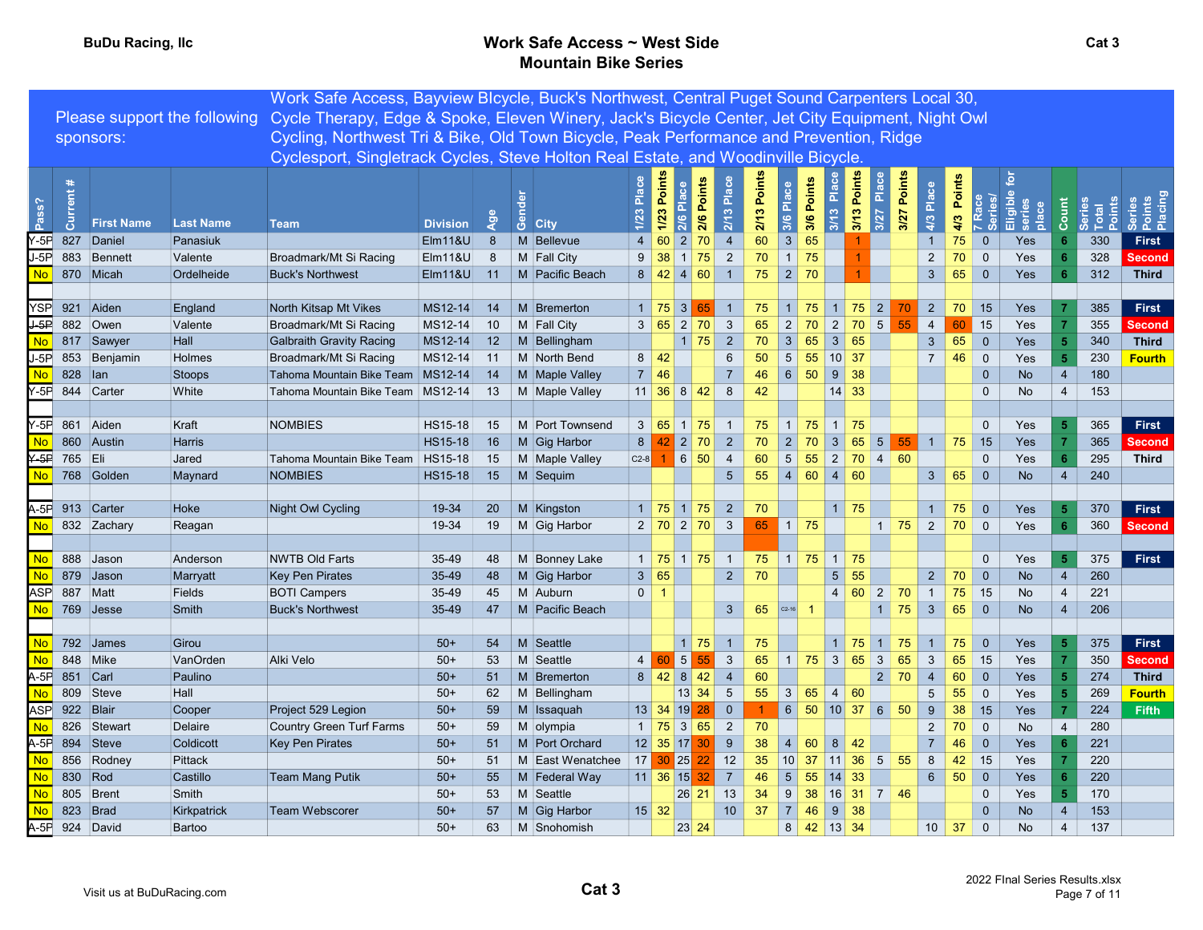**BuDu Racing, llc**

# Work Safe Access ~ West Side Mountain Bike Series

**Cat 3**

Please support the following sponsors: Work Safe Access, Bayview BIcycle, Buck's Northwest, Central Puget Sound Carpenters Local 30, Cycle Therapy, Edge & Spoke, Eleven Winery, Jack's Bicycle Center, Jet City Equipment, Night Owl Cycling, Northwest Tri & Bike, Old Town Bicycle, Peak Performance and Prevention, Ridge Cyclesport, Singletrack Cycles, Steve Holton Real Estate, and Woodinville Bicycle.

| Pass? | Current # | First Name | Last Name | Team | Division | Age | Gender | City | 1/23 Place | 1/23 Points | 2/6 Place | 2/6 Points | 2/13 Place | 2/13 Points | 3/6 Place | 3/6 Points | 3/13 Place | 3/13 Points | 3/27 Place | 3/27 Points | 4/3 Place | 4/3 Points | 7 Race Series/ | Eligible for series place | Count | Series Total Points | Series Points Placing |
|---|---|---|---|---|---|---|---|---|---|---|---|---|---|---|---|---|---|---|---|---|---|---|---|---|---|---|---|
| Y-5P | 827 | Daniel | Panasiuk | | Elm11&U | 8 | M | Bellevue | 4 | 60 | 2 | 70 | 4 | 60 | 3 | 65 | | 1 | | | 1 | 75 | 0 | Yes | 6 | 330 | First |
| J-5P | 883 | Bennett | Valente | Broadmark/Mt Si Racing | Elm11&U | 8 | M | Fall City | 9 | 38 | 1 | 75 | 2 | 70 | 1 | 75 | | 1 | | | 2 | 70 | 0 | Yes | 6 | 328 | Second |
| No | 870 | Micah | Ordelheide | Buck's Northwest | Elm11&U | 11 | M | Pacific Beach | 8 | 42 | 4 | 60 | 1 | 75 | 2 | 70 | | 1 | | | 3 | 65 | 0 | Yes | 6 | 312 | Third |
| | | | | | | | | | | | | | | | | | | | | | | | | | | | |
| YSP | 921 | Aiden | England | North Kitsap Mt Vikes | MS12-14 | 14 | M | Bremerton | 1 | 75 | 3 | 65 | 1 | 75 | 1 | 75 | 1 | 75 | 2 | 70 | 2 | 70 | 15 | Yes | 7 | 385 | First |
| J-5P | 882 | Owen | Valente | Broadmark/Mt Si Racing | MS12-14 | 10 | M | Fall City | 3 | 65 | 2 | 70 | 3 | 65 | 2 | 70 | 2 | 70 | 5 | 55 | 4 | 60 | 15 | Yes | 7 | 355 | Second |
| No | 817 | Sawyer | Hall | Galbraith Gravity Racing | MS12-14 | 12 | M | Bellingham | | | 1 | 75 | 2 | 70 | 3 | 65 | 3 | 65 | | | 3 | 65 | 0 | Yes | 5 | 340 | Third |
| J-5P | 853 | Benjamin | Holmes | Broadmark/Mt Si Racing | MS12-14 | 11 | M | North Bend | 8 | 42 | | | 6 | 50 | 5 | 55 | 10 | 37 | | | 7 | 46 | 0 | Yes | 5 | 230 | Fourth |
| No | 828 | Ian | Stoops | Tahoma Mountain Bike Team | MS12-14 | 14 | M | Maple Valley | 7 | 46 | | | 7 | 46 | 6 | 50 | 9 | 38 | | | | | 0 | No | 4 | 180 | |
| Y-5P | 844 | Carter | White | Tahoma Mountain Bike Team | MS12-14 | 13 | M | Maple Valley | 11 | 36 | 8 | 42 | 8 | 42 | | | 14 | 33 | | | | | 0 | No | 4 | 153 | |
| | | | | | | | | | | | | | | | | | | | | | | | | | | | |
| Y-5P | 861 | Aiden | Kraft | NOMBIES | HS15-18 | 15 | M | Port Townsend | 3 | 65 | 1 | 75 | 1 | 75 | 1 | 75 | 1 | 75 | | | | | 0 | Yes | 5 | 365 | First |
| No | 860 | Austin | Harris | | HS15-18 | 16 | M | Gig Harbor | 8 | 42 | 2 | 70 | 2 | 70 | 2 | 70 | 3 | 65 | 5 | 55 | 1 | 75 | 15 | Yes | 7 | 365 | Second |
| Y-5P | 765 | Eli | Jared | Tahoma Mountain Bike Team | HS15-18 | 15 | M | Maple Valley | C2-8 | 1 | 6 | 50 | 4 | 60 | 5 | 55 | 2 | 70 | 4 | 60 | | | 0 | Yes | 6 | 295 | Third |
| No | 768 | Golden | Maynard | NOMBIES | HS15-18 | 15 | M | Sequim | | | | | 5 | 55 | 4 | 60 | 4 | 60 | | | 3 | 65 | 0 | No | 4 | 240 | |
| | | | | | | | | | | | | | | | | | | | | | | | | | | | |
| A-5P | 913 | Carter | Hoke | Night Owl Cycling | 19-34 | 20 | M | Kingston | 1 | 75 | 1 | 75 | 2 | 70 | | | 1 | 75 | | | 1 | 75 | 0 | Yes | 5 | 370 | First |
| No | 832 | Zachary | Reagan | | 19-34 | 19 | M | Gig Harbor | 2 | 70 | 2 | 70 | 3 | 65 | 1 | 75 | | | 1 | 75 | 2 | 70 | 0 | Yes | 6 | 360 | Second |
| | | | | | | | | | | | | | | | | | | | | | | | | | | | |
| No | 888 | Jason | Anderson | NWTB Old Farts | 35-49 | 48 | M | Bonney Lake | 1 | 75 | 1 | 75 | 1 | 75 | 1 | 75 | 1 | 75 | | | | | 0 | Yes | 5 | 375 | First |
| No | 879 | Jason | Marryatt | Key Pen Pirates | 35-49 | 48 | M | Gig Harbor | 3 | 65 | | | 2 | 70 | | | 5 | 55 | | | 2 | 70 | 0 | No | 4 | 260 | |
| ASP | 887 | Matt | Fields | BOTI Campers | 35-49 | 45 | M | Auburn | 0 | 1 | | | | | | | 4 | 60 | 2 | 70 | 1 | 75 | 15 | No | 4 | 221 | |
| No | 769 | Jesse | Smith | Buck's Northwest | 35-49 | 47 | M | Pacific Beach | | | | | 3 | 65 | C2-16 | 1 | | | 1 | 75 | 3 | 65 | 0 | No | 4 | 206 | |
| | | | | | | | | | | | | | | | | | | | | | | | | | | | |
| No | 792 | James | Girou | | 50+ | 54 | M | Seattle | | | 1 | 75 | 1 | 75 | | | 1 | 75 | 1 | 75 | 1 | 75 | 0 | Yes | 5 | 375 | First |
| No | 848 | Mike | VanOrden | Alki Velo | 50+ | 53 | M | Seattle | 4 | 60 | 5 | 55 | 3 | 65 | 1 | 75 | 3 | 65 | 3 | 65 | 3 | 65 | 15 | Yes | 7 | 350 | Second |
| A-5P | 851 | Carl | Paulino | | 50+ | 51 | M | Bremerton | 8 | 42 | 8 | 42 | 4 | 60 | | | | | 2 | 70 | 4 | 60 | 0 | Yes | 5 | 274 | Third |
| No | 809 | Steve | Hall | | 50+ | 62 | M | Bellingham | | | 13 | 34 | 5 | 55 | 3 | 65 | 4 | 60 | | | 5 | 55 | 0 | Yes | 5 | 269 | Fourth |
| ASP | 922 | Blair | Cooper | Project 529 Legion | 50+ | 59 | M | Issaquah | 13 | 34 | 19 | 28 | 0 | 1 | 6 | 50 | 10 | 37 | 6 | 50 | 9 | 38 | 15 | Yes | 7 | 224 | Fifth |
| No | 826 | Stewart | Delaire | Country Green Turf Farms | 50+ | 59 | M | olympia | 1 | 75 | 3 | 65 | 2 | 70 | | | | | | | 2 | 70 | 0 | No | 4 | 280 | |
| A-5P | 894 | Steve | Coldicott | Key Pen Pirates | 50+ | 51 | M | Port Orchard | 12 | 35 | 17 | 30 | 9 | 38 | 4 | 60 | 8 | 42 | | | 7 | 46 | 0 | Yes | 6 | 221 | |
| No | 856 | Rodney | Pittack | | 50+ | 51 | M | East Wenatchee | 17 | 30 | 25 | 22 | 12 | 35 | 10 | 37 | 11 | 36 | 5 | 55 | 8 | 42 | 15 | Yes | 7 | 220 | |
| No | 830 | Rod | Castillo | Team Mang Putik | 50+ | 55 | M | Federal Way | 11 | 36 | 15 | 32 | 7 | 46 | 5 | 55 | 14 | 33 | | | 6 | 50 | 0 | Yes | 6 | 220 | |
| No | 805 | Brent | Smith | | 50+ | 53 | M | Seattle | | | 26 | 21 | 13 | 34 | 9 | 38 | 16 | 31 | 7 | 46 | | | 0 | Yes | 5 | 170 | |
| No | 823 | Brad | Kirkpatrick | Team Webscorer | 50+ | 57 | M | Gig Harbor | 15 | 32 | | | 10 | 37 | 7 | 46 | 9 | 38 | | | | | 0 | No | 4 | 153 | |
| A-5P | 924 | David | Bartoo | | 50+ | 63 | M | Snohomish | | | 23 | 24 | | | 8 | 42 | 13 | 34 | | | 10 | 37 | 0 | No | 4 | 137 | |

Visit us at BuDuRacing.com

**Cat 3**

2022 FInal Series Results.xlsx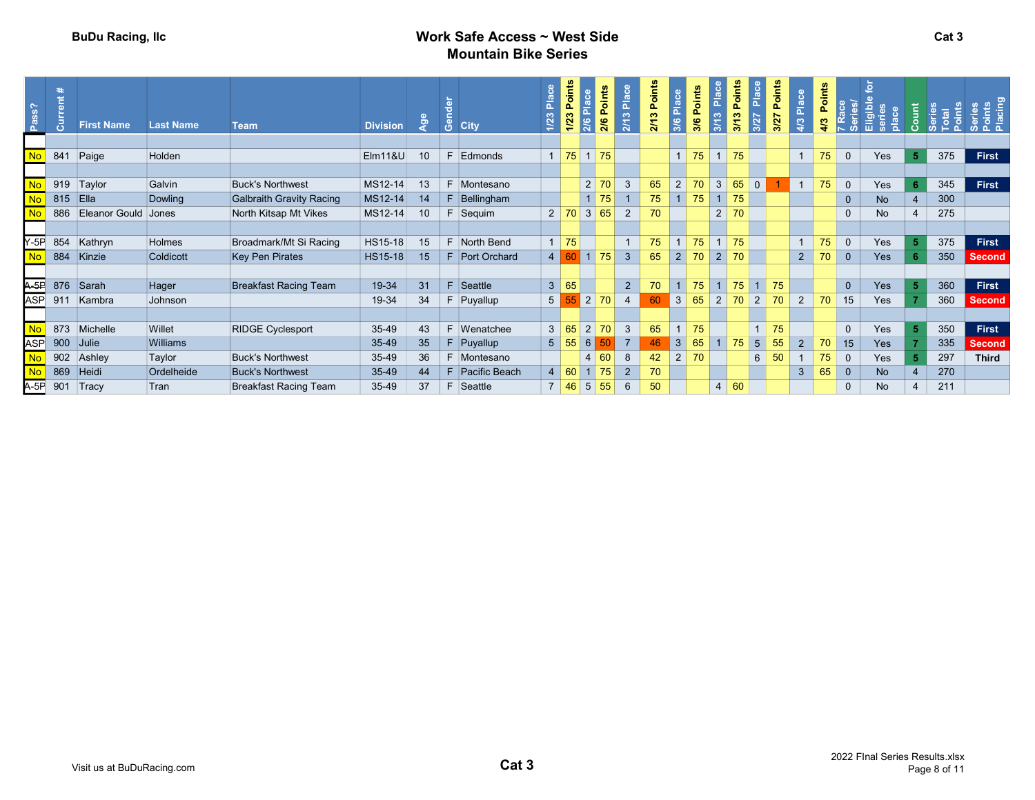BuDu Racing, llc

# Work Safe Access ~ West Side Mountain Bike Series

Cat 3

| Pass? | Current # | First Name | Last Name | Team | Division | Age | Gender | City | 1/23 Place | 1/23 Points | 2/6 Place | 2/6 Points | 2/13 Place | 2/13 Points | 3/6 Place | 3/6 Points | 3/13 Place | 3/13 Points | 3/27 Place | 3/27 Points | 4/3 Place | 4/3 Points | 7 Race Series/ | Eligible for series place | Count | Series Total Points | Series Points Placing |
|---|---|---|---|---|---|---|---|---|---|---|---|---|---|---|---|---|---|---|---|---|---|---|---|---|---|---|---|
| | | | | | | | | | | | | | | | | | | | | | | | | | | | |
| No | 841 | Paige | Holden | | Elm11&U | 10 | F | Edmonds | 1 | 75 | 1 | 75 | | | 1 | 75 | 1 | 75 | | | 1 | 75 | 0 | Yes | 5 | 375 | First |
| | | | | | | | | | | | | | | | | | | | | | | | | | | | |
| No | 919 | Taylor | Galvin | Buck's Northwest | MS12-14 | 13 | F | Montesano | | | 2 | 70 | 3 | 65 | 2 | 70 | 3 | 65 | 0 | 1 | 1 | 75 | 0 | Yes | 6 | 345 | First |
| No | 815 | Ella | Dowling | Galbraith Gravity Racing | MS12-14 | 14 | F | Bellingham | | | 1 | 75 | 1 | 75 | 1 | 75 | 1 | 75 | | | | | 0 | No | 4 | 300 | |
| No | 886 | Eleanor Gould | Jones | North Kitsap Mt Vikes | MS12-14 | 10 | F | Sequim | 2 | 70 | 3 | 65 | 2 | 70 | | | 2 | 70 | | | | | 0 | No | 4 | 275 | |
| | | | | | | | | | | | | | | | | | | | | | | | | | | | |
| Y-5P | 854 | Kathryn | Holmes | Broadmark/Mt Si Racing | HS15-18 | 15 | F | North Bend | 1 | 75 | | | 1 | 75 | 1 | 75 | 1 | 75 | | | 1 | 75 | 0 | Yes | 5 | 375 | First |
| No | 884 | Kinzie | Coldicott | Key Pen Pirates | HS15-18 | 15 | F | Port Orchard | 4 | 60 | 1 | 75 | 3 | 65 | 2 | 70 | 2 | 70 | | | 2 | 70 | 0 | Yes | 6 | 350 | Second |
| | | | | | | | | | | | | | | | | | | | | | | | | | | | |
| A-5P | 876 | Sarah | Hager | Breakfast Racing Team | 19-34 | 31 | F | Seattle | 3 | 65 | | | 2 | 70 | 1 | 75 | 1 | 75 | 1 | 75 | | | 0 | Yes | 5 | 360 | First |
| ASP | 911 | Kambra | Johnson | | 19-34 | 34 | F | Puyallup | 5 | 55 | 2 | 70 | 4 | 60 | 3 | 65 | 2 | 70 | 2 | 70 | 2 | 70 | 15 | Yes | 7 | 360 | Second |
| | | | | | | | | | | | | | | | | | | | | | | | | | | | |
| No | 873 | Michelle | Willet | RIDGE Cyclesport | 35-49 | 43 | F | Wenatchee | 3 | 65 | 2 | 70 | 3 | 65 | 1 | 75 | | | 1 | 75 | | | 0 | Yes | 5 | 350 | First |
| ASP | 900 | Julie | Williams | | 35-49 | 35 | F | Puyallup | 5 | 55 | 6 | 50 | 7 | 46 | 3 | 65 | 1 | 75 | 5 | 55 | 2 | 70 | 15 | Yes | 7 | 335 | Second |
| No | 902 | Ashley | Taylor | Buck's Northwest | 35-49 | 36 | F | Montesano | | | 4 | 60 | 8 | 42 | 2 | 70 | | | 6 | 50 | 1 | 75 | 0 | Yes | 5 | 297 | Third |
| No | 869 | Heidi | Ordelheide | Buck's Northwest | 35-49 | 44 | F | Pacific Beach | 4 | 60 | 1 | 75 | 2 | 70 | | | | | | | 3 | 65 | 0 | No | 4 | 270 | |
| A-5P | 901 | Tracy | Tran | Breakfast Racing Team | 35-49 | 37 | F | Seattle | 7 | 46 | 5 | 55 | 6 | 50 | | | 4 | 60 | | | | | 0 | No | 4 | 211 | |

Visit us at BuDuRacing.com

Cat 3

2022 FInal Series Results.xlsx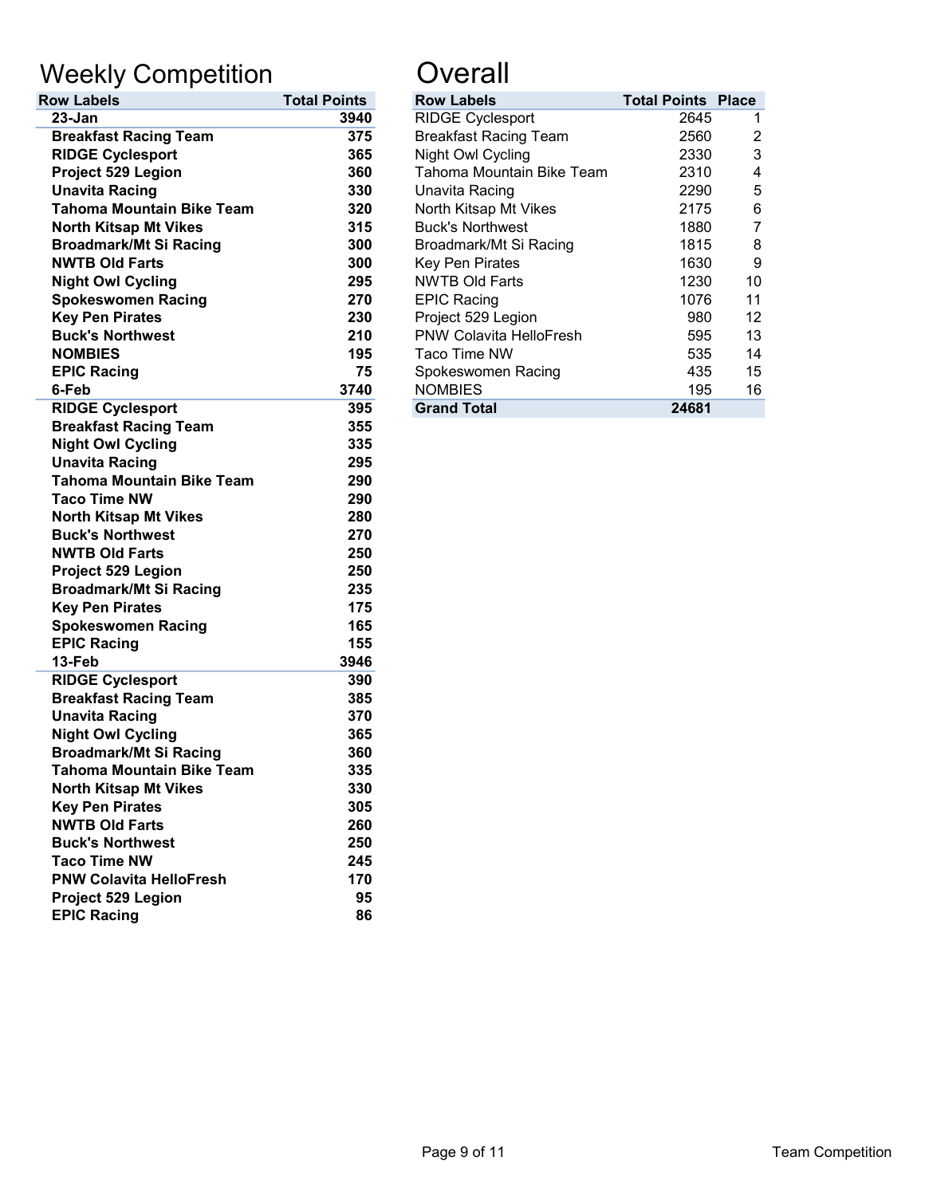# Weekly Competition

| Row Labels | Total Points |
|---|---|
| **23-Jan** | **3940** |
| **Breakfast Racing Team** | **375** |
| **RIDGE Cyclesport** | **365** |
| **Project 529 Legion** | **360** |
| **Unavita Racing** | **330** |
| **Tahoma Mountain Bike Team** | **320** |
| **North Kitsap Mt Vikes** | **315** |
| **Broadmark/Mt Si Racing** | **300** |
| **NWTB Old Farts** | **300** |
| **Night Owl Cycling** | **295** |
| **Spokeswomen Racing** | **270** |
| **Key Pen Pirates** | **230** |
| **Buck's Northwest** | **210** |
| **NOMBIES** | **195** |
| **EPIC Racing** | **75** |
| **6-Feb** | **3740** |
| **RIDGE Cyclesport** | **395** |
| **Breakfast Racing Team** | **355** |
| **Night Owl Cycling** | **335** |
| **Unavita Racing** | **295** |
| **Tahoma Mountain Bike Team** | **290** |
| **Taco Time NW** | **290** |
| **North Kitsap Mt Vikes** | **280** |
| **Buck's Northwest** | **270** |
| **NWTB Old Farts** | **250** |
| **Project 529 Legion** | **250** |
| **Broadmark/Mt Si Racing** | **235** |
| **Key Pen Pirates** | **175** |
| **Spokeswomen Racing** | **165** |
| **EPIC Racing** | **155** |
| **13-Feb** | **3946** |
| **RIDGE Cyclesport** | **390** |
| **Breakfast Racing Team** | **385** |
| **Unavita Racing** | **370** |
| **Night Owl Cycling** | **365** |
| **Broadmark/Mt Si Racing** | **360** |
| **Tahoma Mountain Bike Team** | **335** |
| **North Kitsap Mt Vikes** | **330** |
| **Key Pen Pirates** | **305** |
| **NWTB Old Farts** | **260** |
| **Buck's Northwest** | **250** |
| **Taco Time NW** | **245** |
| **PNW Colavita HelloFresh** | **170** |
| **Project 529 Legion** | **95** |
| **EPIC Racing** | **86** |

# Overall

| Row Labels | Total Points | Place |
|---|---|---|
| RIDGE Cyclesport | 2645 | 1 |
| Breakfast Racing Team | 2560 | 2 |
| Night Owl Cycling | 2330 | 3 |
| Tahoma Mountain Bike Team | 2310 | 4 |
| Unavita Racing | 2290 | 5 |
| North Kitsap Mt Vikes | 2175 | 6 |
| Buck's Northwest | 1880 | 7 |
| Broadmark/Mt Si Racing | 1815 | 8 |
| Key Pen Pirates | 1630 | 9 |
| NWTB Old Farts | 1230 | 10 |
| EPIC Racing | 1076 | 11 |
| Project 529 Legion | 980 | 12 |
| PNW Colavita HelloFresh | 595 | 13 |
| Taco Time NW | 535 | 14 |
| Spokeswomen Racing | 435 | 15 |
| NOMBIES | 195 | 16 |
| **Grand Total** | **24681** | |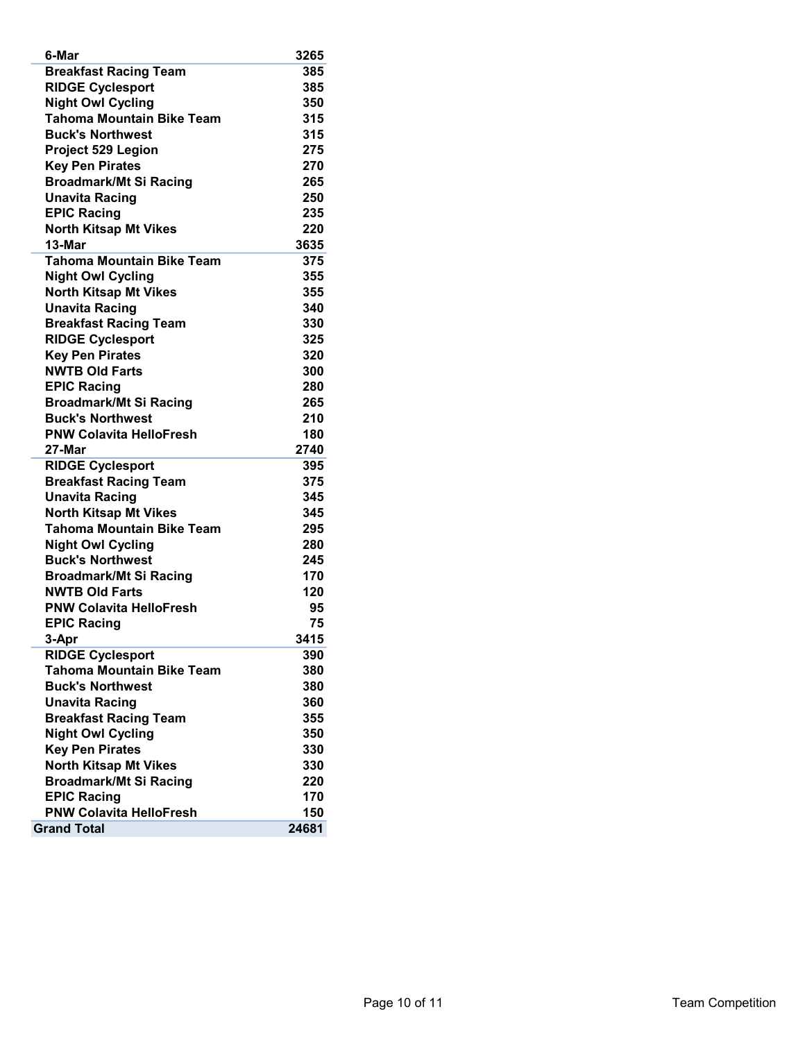| | |
|---|---|
| **6-Mar** | **3265** |
| Breakfast Racing Team | 385 |
| RIDGE Cyclesport | 385 |
| Night Owl Cycling | 350 |
| Tahoma Mountain Bike Team | 315 |
| Buck's Northwest | 315 |
| Project 529 Legion | 275 |
| Key Pen Pirates | 270 |
| Broadmark/Mt Si Racing | 265 |
| Unavita Racing | 250 |
| EPIC Racing | 235 |
| North Kitsap Mt Vikes | 220 |
| **13-Mar** | **3635** |
| Tahoma Mountain Bike Team | 375 |
| Night Owl Cycling | 355 |
| North Kitsap Mt Vikes | 355 |
| Unavita Racing | 340 |
| Breakfast Racing Team | 330 |
| RIDGE Cyclesport | 325 |
| Key Pen Pirates | 320 |
| NWTB Old Farts | 300 |
| EPIC Racing | 280 |
| Broadmark/Mt Si Racing | 265 |
| Buck's Northwest | 210 |
| PNW Colavita HelloFresh | 180 |
| **27-Mar** | **2740** |
| RIDGE Cyclesport | 395 |
| Breakfast Racing Team | 375 |
| Unavita Racing | 345 |
| North Kitsap Mt Vikes | 345 |
| Tahoma Mountain Bike Team | 295 |
| Night Owl Cycling | 280 |
| Buck's Northwest | 245 |
| Broadmark/Mt Si Racing | 170 |
| NWTB Old Farts | 120 |
| PNW Colavita HelloFresh | 95 |
| EPIC Racing | 75 |
| **3-Apr** | **3415** |
| RIDGE Cyclesport | 390 |
| Tahoma Mountain Bike Team | 380 |
| Buck's Northwest | 380 |
| Unavita Racing | 360 |
| Breakfast Racing Team | 355 |
| Night Owl Cycling | 350 |
| Key Pen Pirates | 330 |
| North Kitsap Mt Vikes | 330 |
| Broadmark/Mt Si Racing | 220 |
| EPIC Racing | 170 |
| PNW Colavita HelloFresh | 150 |
| **Grand Total** | **24681** |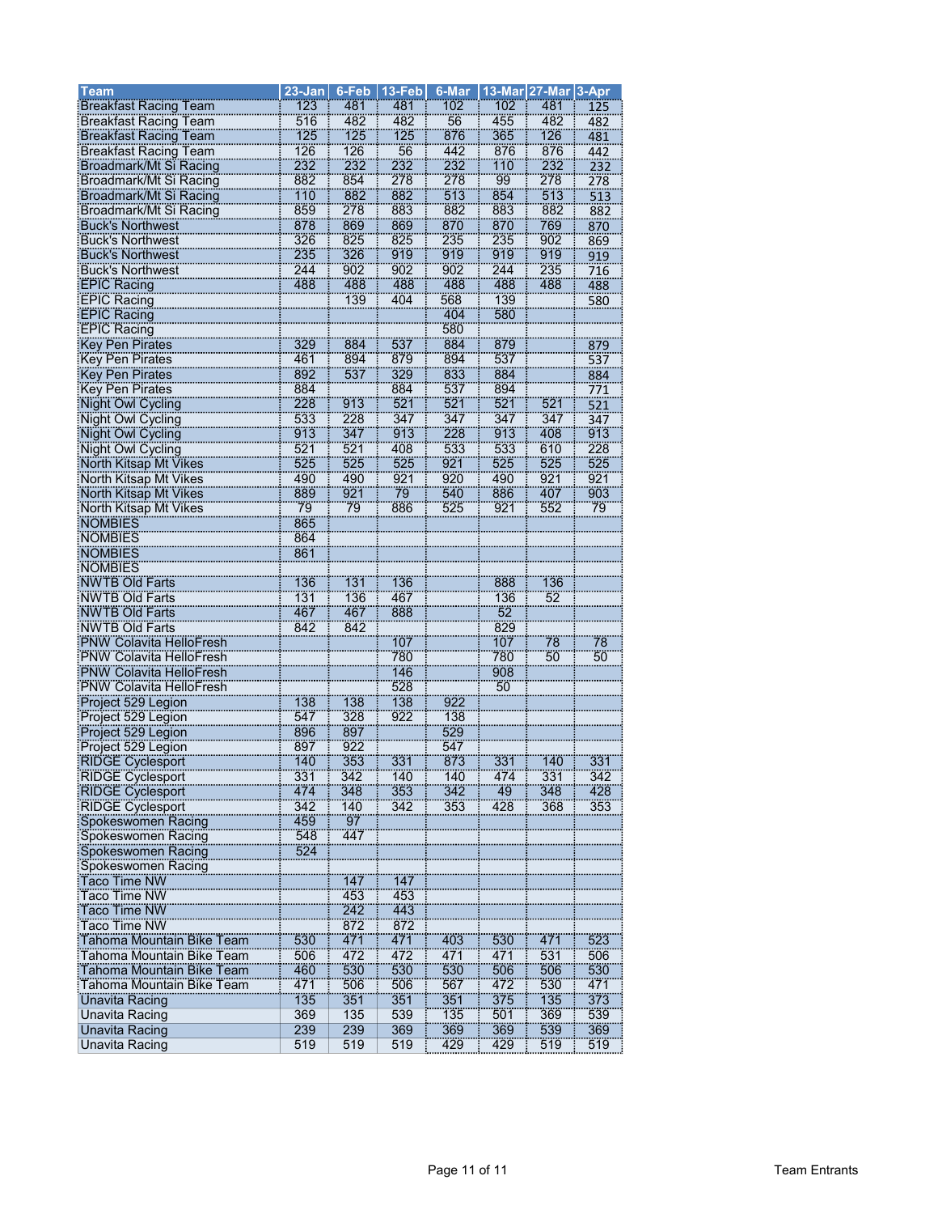| Team | 23-Jan | 6-Feb | 13-Feb | 6-Mar | 13-Mar | 27-Mar | 3-Apr |
|---|---|---|---|---|---|---|---|
| Breakfast Racing Team | 123 | 481 | 481 | 102 | 102 | 481 | 125 |
| Breakfast Racing Team | 516 | 482 | 482 | 56 | 455 | 482 | 482 |
| Breakfast Racing Team | 125 | 125 | 125 | 876 | 365 | 126 | 481 |
| Breakfast Racing Team | 126 | 126 | 56 | 442 | 876 | 876 | 442 |
| Broadmark/Mt Si Racing | 232 | 232 | 232 | 232 | 110 | 232 | 232 |
| Broadmark/Mt Si Racing | 882 | 854 | 278 | 278 | 99 | 278 | 278 |
| Broadmark/Mt Si Racing | 110 | 882 | 882 | 513 | 854 | 513 | 513 |
| Broadmark/Mt Si Racing | 859 | 278 | 883 | 882 | 883 | 882 | 882 |
| Buck's Northwest | 878 | 869 | 869 | 870 | 870 | 769 | 870 |
| Buck's Northwest | 326 | 825 | 825 | 235 | 235 | 902 | 869 |
| Buck's Northwest | 235 | 326 | 919 | 919 | 919 | 919 | 919 |
| Buck's Northwest | 244 | 902 | 902 | 902 | 244 | 235 | 716 |
| EPIC Racing | 488 | 488 | 488 | 488 | 488 | 488 | 488 |
| EPIC Racing | | 139 | 404 | 568 | 139 | | 580 |
| EPIC Racing | | | | 404 | 580 | | |
| EPIC Racing | | | | 580 | | | |
| Key Pen Pirates | 329 | 884 | 537 | 884 | 879 | | 879 |
| Key Pen Pirates | 461 | 894 | 879 | 894 | 537 | | 537 |
| Key Pen Pirates | 892 | 537 | 329 | 833 | 884 | | 884 |
| Key Pen Pirates | 884 | | 884 | 537 | 894 | | 771 |
| Night Owl Cycling | 228 | 913 | 521 | 521 | 521 | 521 | 521 |
| Night Owl Cycling | 533 | 228 | 347 | 347 | 347 | 347 | 347 |
| Night Owl Cycling | 913 | 347 | 913 | 228 | 913 | 408 | 913 |
| Night Owl Cycling | 521 | 521 | 408 | 533 | 533 | 610 | 228 |
| North Kitsap Mt Vikes | 525 | 525 | 525 | 921 | 525 | 525 | 525 |
| North Kitsap Mt Vikes | 490 | 490 | 921 | 920 | 490 | 921 | 921 |
| North Kitsap Mt Vikes | 889 | 921 | 79 | 540 | 886 | 407 | 903 |
| North Kitsap Mt Vikes | 79 | 79 | 886 | 525 | 921 | 552 | 79 |
| NOMBIES | 865 | | | | | | |
| NOMBIES | 864 | | | | | | |
| NOMBIES | 861 | | | | | | |
| NOMBIES | | | | | | | |
| NWTB Old Farts | 136 | 131 | 136 | | 888 | 136 | |
| NWTB Old Farts | 131 | 136 | 467 | | 136 | 52 | |
| NWTB Old Farts | 467 | 467 | 888 | | 52 | | |
| NWTB Old Farts | 842 | 842 | | | 829 | | |
| PNW Colavita HelloFresh | | | 107 | | 107 | 78 | 78 |
| PNW Colavita HelloFresh | | | 780 | | 780 | 50 | 50 |
| PNW Colavita HelloFresh | | | 146 | | 908 | | |
| PNW Colavita HelloFresh | | | 528 | | 50 | | |
| Project 529 Legion | 138 | 138 | 138 | 922 | | | |
| Project 529 Legion | 547 | 328 | 922 | 138 | | | |
| Project 529 Legion | 896 | 897 | | 529 | | | |
| Project 529 Legion | 897 | 922 | | 547 | | | |
| RIDGE Cyclesport | 140 | 353 | 331 | 873 | 331 | 140 | 331 |
| RIDGE Cyclesport | 331 | 342 | 140 | 140 | 474 | 331 | 342 |
| RIDGE Cyclesport | 474 | 348 | 353 | 342 | 49 | 348 | 428 |
| RIDGE Cyclesport | 342 | 140 | 342 | 353 | 428 | 368 | 353 |
| Spokeswomen Racing | 459 | 97 | | | | | |
| Spokeswomen Racing | 548 | 447 | | | | | |
| Spokeswomen Racing | 524 | | | | | | |
| Spokeswomen Racing | | | | | | | |
| Taco Time NW | | 147 | 147 | | | | |
| Taco Time NW | | 453 | 453 | | | | |
| Taco Time NW | | 242 | 443 | | | | |
| Taco Time NW | | 872 | 872 | | | | |
| Tahoma Mountain Bike Team | 530 | 471 | 471 | 403 | 530 | 471 | 523 |
| Tahoma Mountain Bike Team | 506 | 472 | 472 | 471 | 471 | 531 | 506 |
| Tahoma Mountain Bike Team | 460 | 530 | 530 | 530 | 506 | 506 | 530 |
| Tahoma Mountain Bike Team | 471 | 506 | 506 | 567 | 472 | 530 | 471 |
| Unavita Racing | 135 | 351 | 351 | 351 | 375 | 135 | 373 |
| Unavita Racing | 369 | 135 | 539 | 135 | 501 | 369 | 539 |
| Unavita Racing | 239 | 239 | 369 | 369 | 369 | 539 | 369 |
| Unavita Racing | 519 | 519 | 519 | 429 | 429 | 519 | 519 |